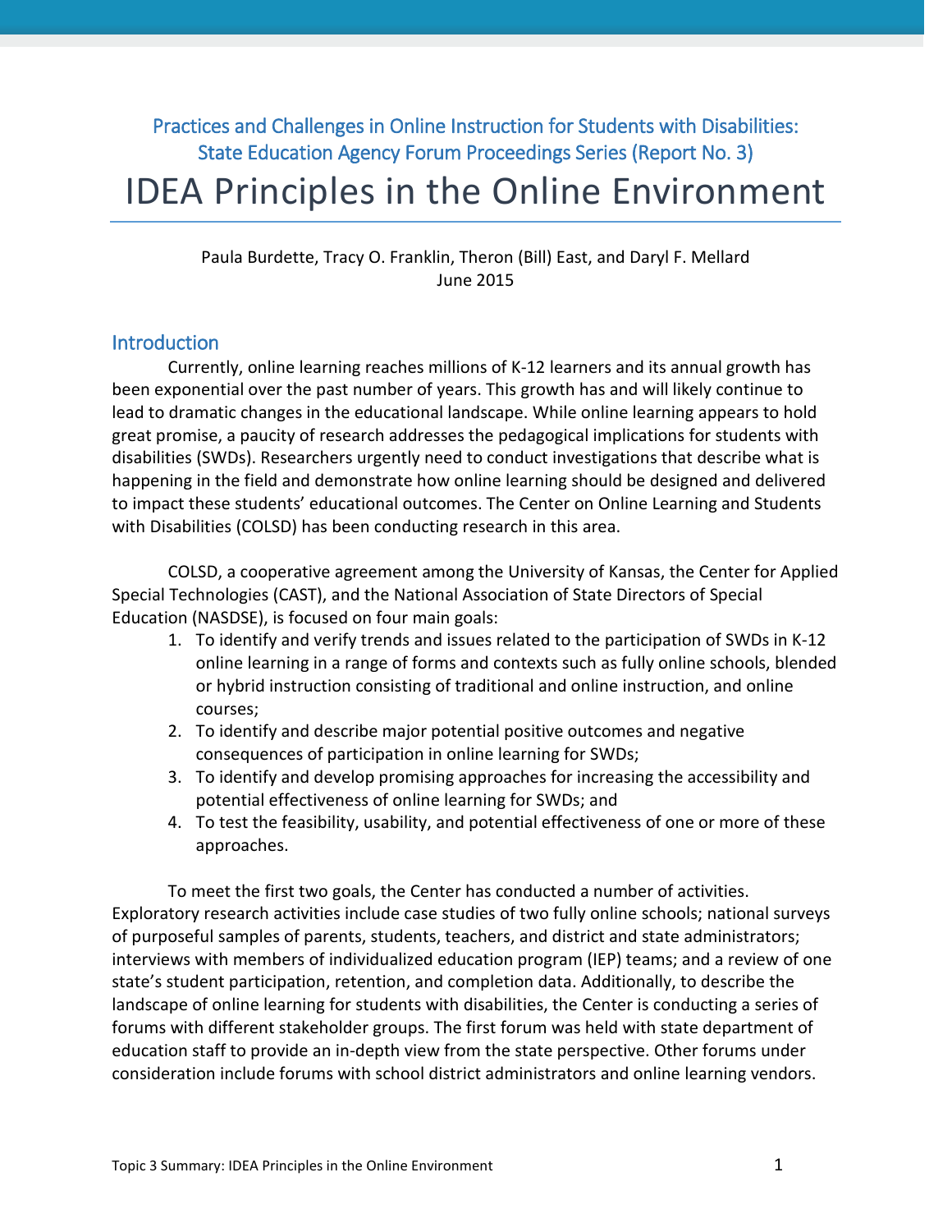Practices and Challenges in Online Instruction for Students with Disabilities: State Education Agency Forum Proceedings Series (Report No. 3)

# IDEA Principles in the Online Environment

Paula Burdette, Tracy O. Franklin, Theron (Bill) East, and Daryl F. Mellard
June 2015

## Introduction

Currently, online learning reaches millions of K-12 learners and its annual growth has been exponential over the past number of years. This growth has and will likely continue to lead to dramatic changes in the educational landscape. While online learning appears to hold great promise, a paucity of research addresses the pedagogical implications for students with disabilities (SWDs). Researchers urgently need to conduct investigations that describe what is happening in the field and demonstrate how online learning should be designed and delivered to impact these students' educational outcomes. The Center on Online Learning and Students with Disabilities (COLSD) has been conducting research in this area.

COLSD, a cooperative agreement among the University of Kansas, the Center for Applied Special Technologies (CAST), and the National Association of State Directors of Special Education (NASDSE), is focused on four main goals:

1. To identify and verify trends and issues related to the participation of SWDs in K-12 online learning in a range of forms and contexts such as fully online schools, blended or hybrid instruction consisting of traditional and online instruction, and online courses;
2. To identify and describe major potential positive outcomes and negative consequences of participation in online learning for SWDs;
3. To identify and develop promising approaches for increasing the accessibility and potential effectiveness of online learning for SWDs; and
4. To test the feasibility, usability, and potential effectiveness of one or more of these approaches.

To meet the first two goals, the Center has conducted a number of activities. Exploratory research activities include case studies of two fully online schools; national surveys of purposeful samples of parents, students, teachers, and district and state administrators; interviews with members of individualized education program (IEP) teams; and a review of one state's student participation, retention, and completion data. Additionally, to describe the landscape of online learning for students with disabilities, the Center is conducting a series of forums with different stakeholder groups. The first forum was held with state department of education staff to provide an in-depth view from the state perspective. Other forums under consideration include forums with school district administrators and online learning vendors.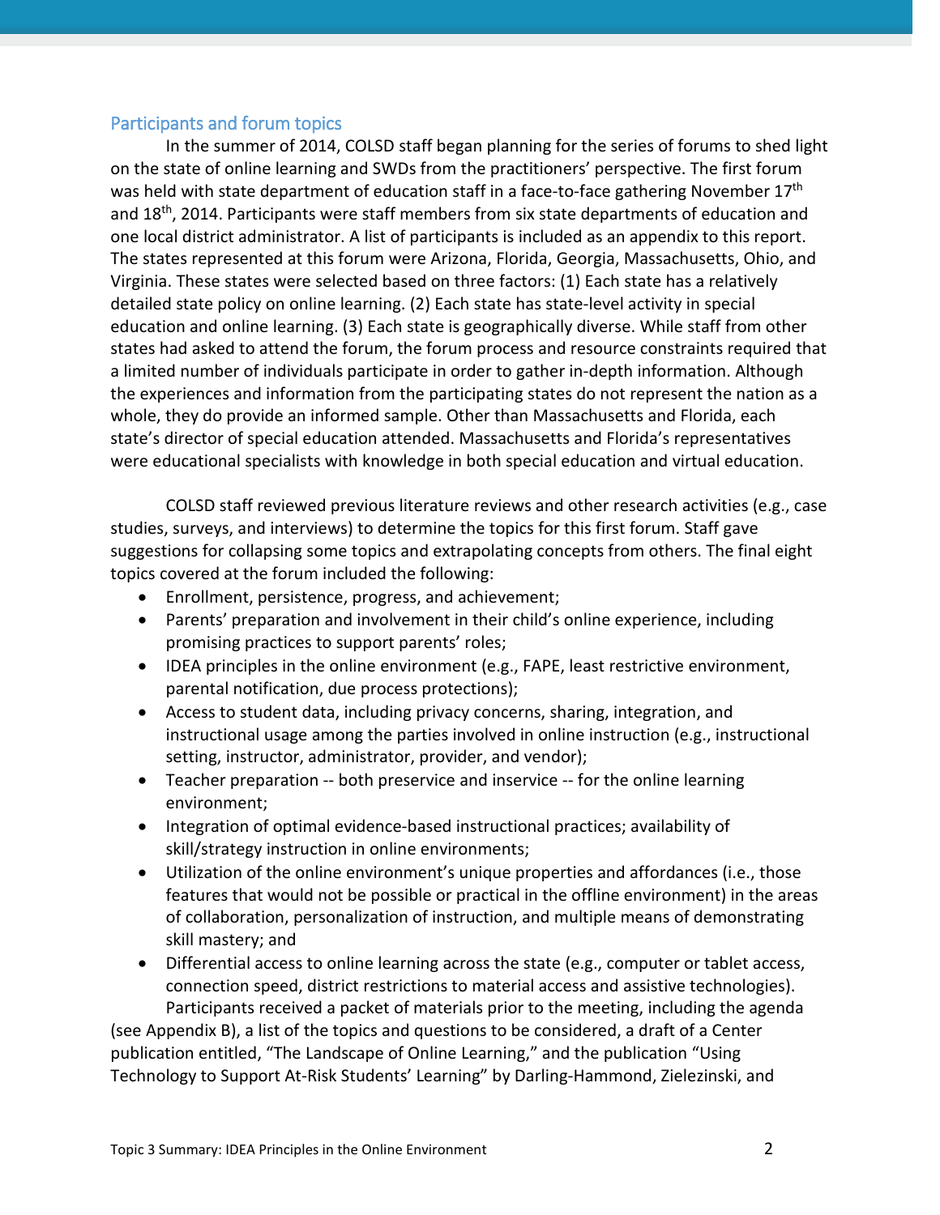## Participants and forum topics

In the summer of 2014, COLSD staff began planning for the series of forums to shed light on the state of online learning and SWDs from the practitioners' perspective. The first forum was held with state department of education staff in a face-to-face gathering November 17th and 18th, 2014. Participants were staff members from six state departments of education and one local district administrator. A list of participants is included as an appendix to this report. The states represented at this forum were Arizona, Florida, Georgia, Massachusetts, Ohio, and Virginia. These states were selected based on three factors: (1) Each state has a relatively detailed state policy on online learning. (2) Each state has state-level activity in special education and online learning. (3) Each state is geographically diverse. While staff from other states had asked to attend the forum, the forum process and resource constraints required that a limited number of individuals participate in order to gather in-depth information. Although the experiences and information from the participating states do not represent the nation as a whole, they do provide an informed sample. Other than Massachusetts and Florida, each state's director of special education attended. Massachusetts and Florida's representatives were educational specialists with knowledge in both special education and virtual education.

COLSD staff reviewed previous literature reviews and other research activities (e.g., case studies, surveys, and interviews) to determine the topics for this first forum. Staff gave suggestions for collapsing some topics and extrapolating concepts from others. The final eight topics covered at the forum included the following:

- Enrollment, persistence, progress, and achievement;
- Parents' preparation and involvement in their child's online experience, including promising practices to support parents' roles;
- IDEA principles in the online environment (e.g., FAPE, least restrictive environment, parental notification, due process protections);
- Access to student data, including privacy concerns, sharing, integration, and instructional usage among the parties involved in online instruction (e.g., instructional setting, instructor, administrator, provider, and vendor);
- Teacher preparation -- both preservice and inservice -- for the online learning environment;
- Integration of optimal evidence-based instructional practices; availability of skill/strategy instruction in online environments;
- Utilization of the online environment's unique properties and affordances (i.e., those features that would not be possible or practical in the offline environment) in the areas of collaboration, personalization of instruction, and multiple means of demonstrating skill mastery; and
- Differential access to online learning across the state (e.g., computer or tablet access, connection speed, district restrictions to material access and assistive technologies).

Participants received a packet of materials prior to the meeting, including the agenda (see Appendix B), a list of the topics and questions to be considered, a draft of a Center publication entitled, "The Landscape of Online Learning," and the publication "Using Technology to Support At-Risk Students' Learning" by Darling-Hammond, Zielezinski, and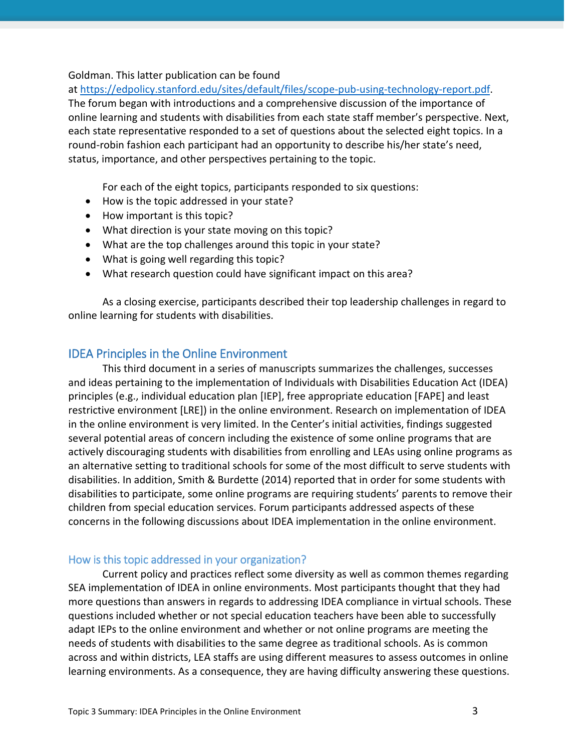Goldman. This latter publication can be found at https://edpolicy.stanford.edu/sites/default/files/scope-pub-using-technology-report.pdf. The forum began with introductions and a comprehensive discussion of the importance of online learning and students with disabilities from each state staff member's perspective. Next, each state representative responded to a set of questions about the selected eight topics. In a round-robin fashion each participant had an opportunity to describe his/her state's need, status, importance, and other perspectives pertaining to the topic.

For each of the eight topics, participants responded to six questions:

- How is the topic addressed in your state?
- How important is this topic?
- What direction is your state moving on this topic?
- What are the top challenges around this topic in your state?
- What is going well regarding this topic?
- What research question could have significant impact on this area?

As a closing exercise, participants described their top leadership challenges in regard to online learning for students with disabilities.

## IDEA Principles in the Online Environment

This third document in a series of manuscripts summarizes the challenges, successes and ideas pertaining to the implementation of Individuals with Disabilities Education Act (IDEA) principles (e.g., individual education plan [IEP], free appropriate education [FAPE] and least restrictive environment [LRE]) in the online environment. Research on implementation of IDEA in the online environment is very limited. In the Center's initial activities, findings suggested several potential areas of concern including the existence of some online programs that are actively discouraging students with disabilities from enrolling and LEAs using online programs as an alternative setting to traditional schools for some of the most difficult to serve students with disabilities. In addition, Smith & Burdette (2014) reported that in order for some students with disabilities to participate, some online programs are requiring students' parents to remove their children from special education services. Forum participants addressed aspects of these concerns in the following discussions about IDEA implementation in the online environment.

### How is this topic addressed in your organization?

Current policy and practices reflect some diversity as well as common themes regarding SEA implementation of IDEA in online environments. Most participants thought that they had more questions than answers in regards to addressing IDEA compliance in virtual schools. These questions included whether or not special education teachers have been able to successfully adapt IEPs to the online environment and whether or not online programs are meeting the needs of students with disabilities to the same degree as traditional schools. As is common across and within districts, LEA staffs are using different measures to assess outcomes in online learning environments. As a consequence, they are having difficulty answering these questions.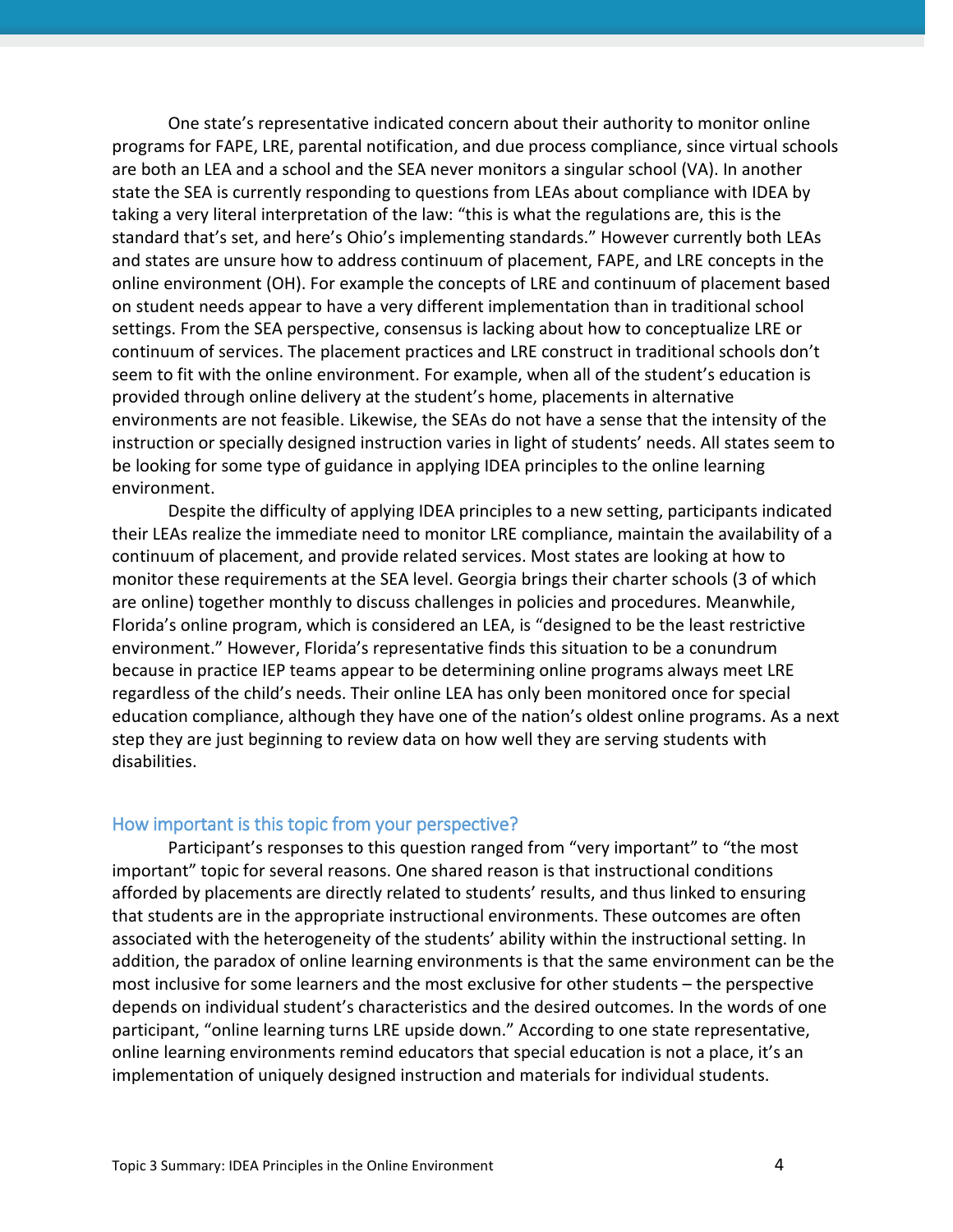One state's representative indicated concern about their authority to monitor online programs for FAPE, LRE, parental notification, and due process compliance, since virtual schools are both an LEA and a school and the SEA never monitors a singular school (VA). In another state the SEA is currently responding to questions from LEAs about compliance with IDEA by taking a very literal interpretation of the law: "this is what the regulations are, this is the standard that's set, and here's Ohio's implementing standards." However currently both LEAs and states are unsure how to address continuum of placement, FAPE, and LRE concepts in the online environment (OH). For example the concepts of LRE and continuum of placement based on student needs appear to have a very different implementation than in traditional school settings. From the SEA perspective, consensus is lacking about how to conceptualize LRE or continuum of services. The placement practices and LRE construct in traditional schools don't seem to fit with the online environment. For example, when all of the student's education is provided through online delivery at the student's home, placements in alternative environments are not feasible. Likewise, the SEAs do not have a sense that the intensity of the instruction or specially designed instruction varies in light of students' needs. All states seem to be looking for some type of guidance in applying IDEA principles to the online learning environment.

Despite the difficulty of applying IDEA principles to a new setting, participants indicated their LEAs realize the immediate need to monitor LRE compliance, maintain the availability of a continuum of placement, and provide related services. Most states are looking at how to monitor these requirements at the SEA level. Georgia brings their charter schools (3 of which are online) together monthly to discuss challenges in policies and procedures. Meanwhile, Florida's online program, which is considered an LEA, is "designed to be the least restrictive environment." However, Florida's representative finds this situation to be a conundrum because in practice IEP teams appear to be determining online programs always meet LRE regardless of the child's needs. Their online LEA has only been monitored once for special education compliance, although they have one of the nation's oldest online programs. As a next step they are just beginning to review data on how well they are serving students with disabilities.

## How important is this topic from your perspective?

Participant's responses to this question ranged from "very important" to "the most important" topic for several reasons. One shared reason is that instructional conditions afforded by placements are directly related to students' results, and thus linked to ensuring that students are in the appropriate instructional environments. These outcomes are often associated with the heterogeneity of the students' ability within the instructional setting. In addition, the paradox of online learning environments is that the same environment can be the most inclusive for some learners and the most exclusive for other students – the perspective depends on individual student's characteristics and the desired outcomes. In the words of one participant, "online learning turns LRE upside down." According to one state representative, online learning environments remind educators that special education is not a place, it's an implementation of uniquely designed instruction and materials for individual students.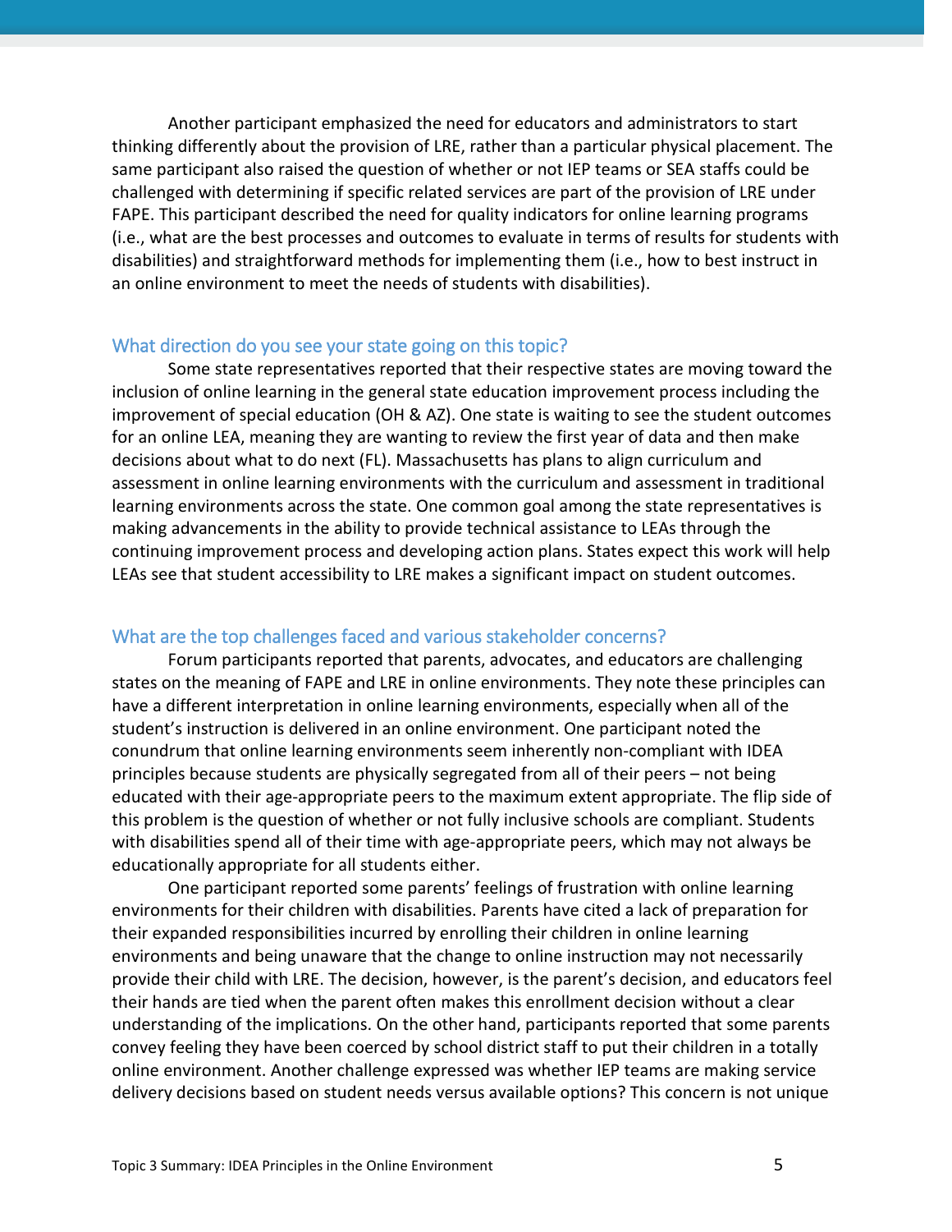Another participant emphasized the need for educators and administrators to start thinking differently about the provision of LRE, rather than a particular physical placement. The same participant also raised the question of whether or not IEP teams or SEA staffs could be challenged with determining if specific related services are part of the provision of LRE under FAPE. This participant described the need for quality indicators for online learning programs (i.e., what are the best processes and outcomes to evaluate in terms of results for students with disabilities) and straightforward methods for implementing them (i.e., how to best instruct in an online environment to meet the needs of students with disabilities).

### What direction do you see your state going on this topic?

Some state representatives reported that their respective states are moving toward the inclusion of online learning in the general state education improvement process including the improvement of special education (OH & AZ). One state is waiting to see the student outcomes for an online LEA, meaning they are wanting to review the first year of data and then make decisions about what to do next (FL). Massachusetts has plans to align curriculum and assessment in online learning environments with the curriculum and assessment in traditional learning environments across the state. One common goal among the state representatives is making advancements in the ability to provide technical assistance to LEAs through the continuing improvement process and developing action plans. States expect this work will help LEAs see that student accessibility to LRE makes a significant impact on student outcomes.

### What are the top challenges faced and various stakeholder concerns?

Forum participants reported that parents, advocates, and educators are challenging states on the meaning of FAPE and LRE in online environments. They note these principles can have a different interpretation in online learning environments, especially when all of the student's instruction is delivered in an online environment. One participant noted the conundrum that online learning environments seem inherently non-compliant with IDEA principles because students are physically segregated from all of their peers – not being educated with their age-appropriate peers to the maximum extent appropriate. The flip side of this problem is the question of whether or not fully inclusive schools are compliant. Students with disabilities spend all of their time with age-appropriate peers, which may not always be educationally appropriate for all students either.

One participant reported some parents' feelings of frustration with online learning environments for their children with disabilities. Parents have cited a lack of preparation for their expanded responsibilities incurred by enrolling their children in online learning environments and being unaware that the change to online instruction may not necessarily provide their child with LRE. The decision, however, is the parent's decision, and educators feel their hands are tied when the parent often makes this enrollment decision without a clear understanding of the implications. On the other hand, participants reported that some parents convey feeling they have been coerced by school district staff to put their children in a totally online environment. Another challenge expressed was whether IEP teams are making service delivery decisions based on student needs versus available options? This concern is not unique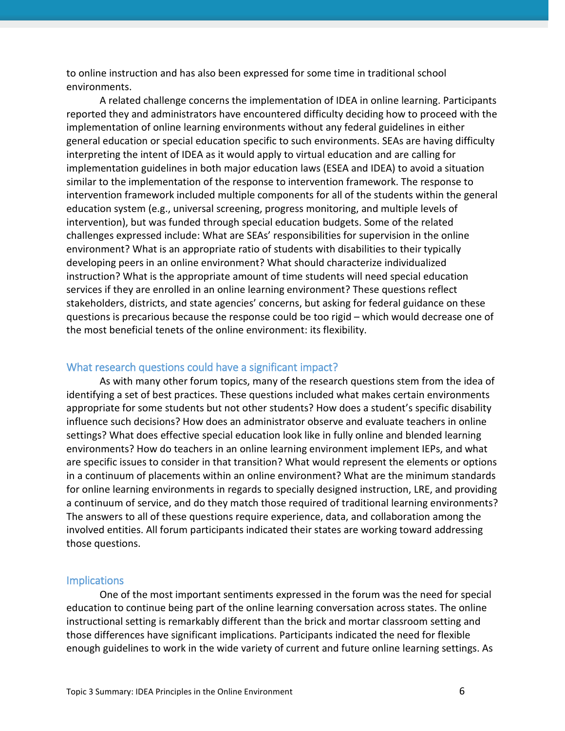to online instruction and has also been expressed for some time in traditional school environments.

A related challenge concerns the implementation of IDEA in online learning. Participants reported they and administrators have encountered difficulty deciding how to proceed with the implementation of online learning environments without any federal guidelines in either general education or special education specific to such environments. SEAs are having difficulty interpreting the intent of IDEA as it would apply to virtual education and are calling for implementation guidelines in both major education laws (ESEA and IDEA) to avoid a situation similar to the implementation of the response to intervention framework. The response to intervention framework included multiple components for all of the students within the general education system (e.g., universal screening, progress monitoring, and multiple levels of intervention), but was funded through special education budgets. Some of the related challenges expressed include: What are SEAs' responsibilities for supervision in the online environment? What is an appropriate ratio of students with disabilities to their typically developing peers in an online environment? What should characterize individualized instruction? What is the appropriate amount of time students will need special education services if they are enrolled in an online learning environment? These questions reflect stakeholders, districts, and state agencies' concerns, but asking for federal guidance on these questions is precarious because the response could be too rigid – which would decrease one of the most beneficial tenets of the online environment: its flexibility.

## What research questions could have a significant impact?

As with many other forum topics, many of the research questions stem from the idea of identifying a set of best practices. These questions included what makes certain environments appropriate for some students but not other students? How does a student's specific disability influence such decisions? How does an administrator observe and evaluate teachers in online settings? What does effective special education look like in fully online and blended learning environments? How do teachers in an online learning environment implement IEPs, and what are specific issues to consider in that transition? What would represent the elements or options in a continuum of placements within an online environment? What are the minimum standards for online learning environments in regards to specially designed instruction, LRE, and providing a continuum of service, and do they match those required of traditional learning environments? The answers to all of these questions require experience, data, and collaboration among the involved entities. All forum participants indicated their states are working toward addressing those questions.

## Implications

One of the most important sentiments expressed in the forum was the need for special education to continue being part of the online learning conversation across states. The online instructional setting is remarkably different than the brick and mortar classroom setting and those differences have significant implications. Participants indicated the need for flexible enough guidelines to work in the wide variety of current and future online learning settings. As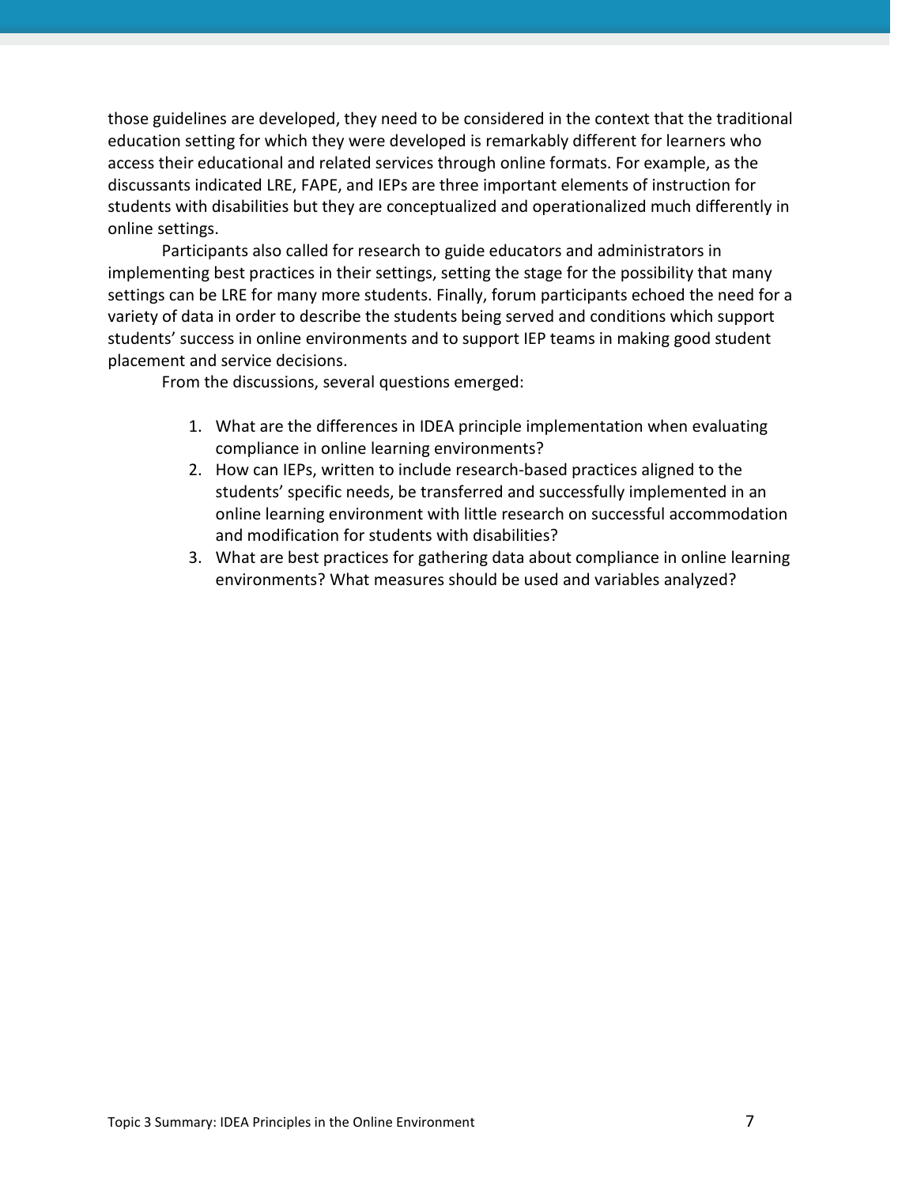those guidelines are developed, they need to be considered in the context that the traditional education setting for which they were developed is remarkably different for learners who access their educational and related services through online formats. For example, as the discussants indicated LRE, FAPE, and IEPs are three important elements of instruction for students with disabilities but they are conceptualized and operationalized much differently in online settings.

Participants also called for research to guide educators and administrators in implementing best practices in their settings, setting the stage for the possibility that many settings can be LRE for many more students. Finally, forum participants echoed the need for a variety of data in order to describe the students being served and conditions which support students' success in online environments and to support IEP teams in making good student placement and service decisions.

From the discussions, several questions emerged:

1. What are the differences in IDEA principle implementation when evaluating compliance in online learning environments?
2. How can IEPs, written to include research-based practices aligned to the students' specific needs, be transferred and successfully implemented in an online learning environment with little research on successful accommodation and modification for students with disabilities?
3. What are best practices for gathering data about compliance in online learning environments? What measures should be used and variables analyzed?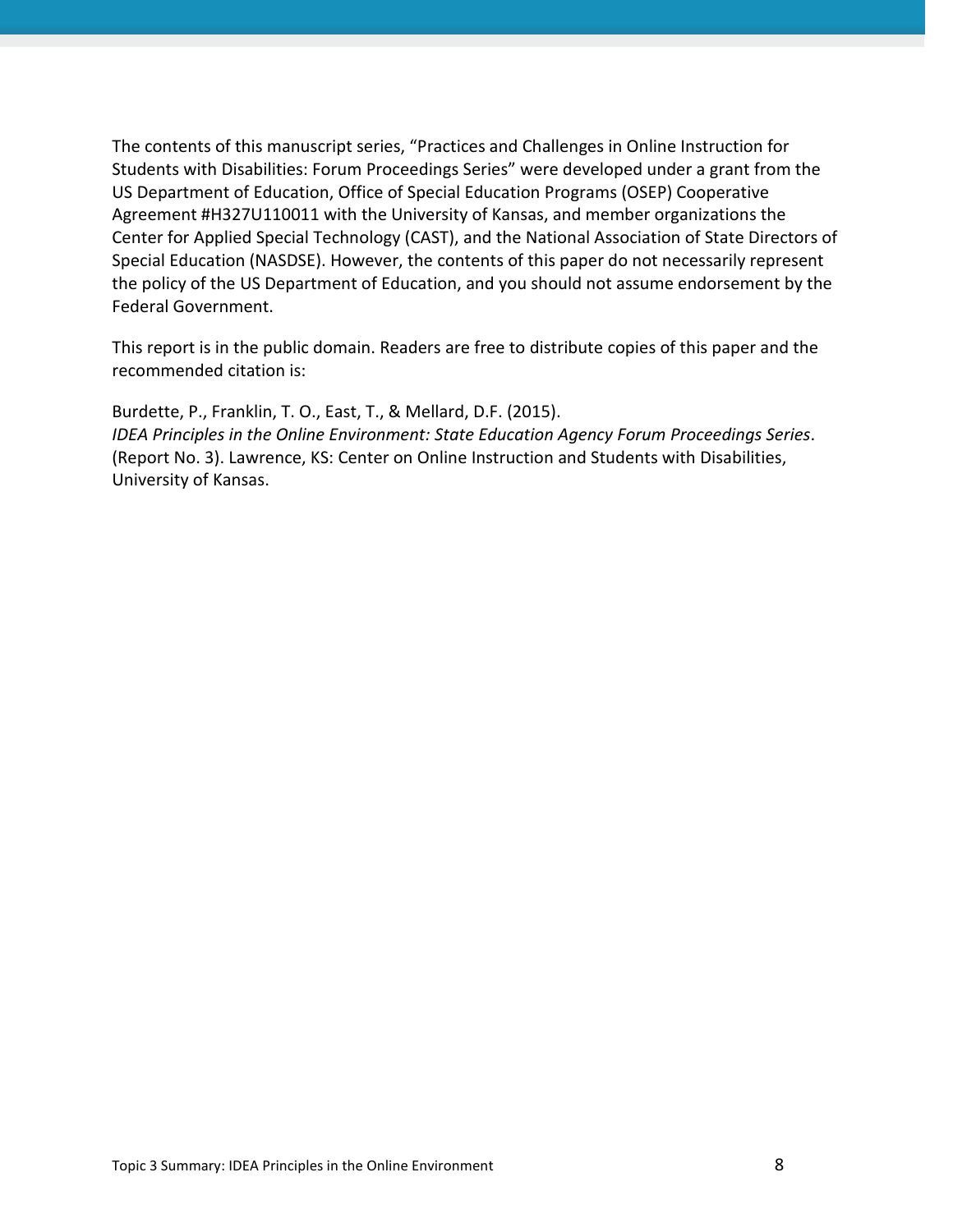The contents of this manuscript series, "Practices and Challenges in Online Instruction for Students with Disabilities: Forum Proceedings Series" were developed under a grant from the US Department of Education, Office of Special Education Programs (OSEP) Cooperative Agreement #H327U110011 with the University of Kansas, and member organizations the Center for Applied Special Technology (CAST), and the National Association of State Directors of Special Education (NASDSE). However, the contents of this paper do not necessarily represent the policy of the US Department of Education, and you should not assume endorsement by the Federal Government.

This report is in the public domain. Readers are free to distribute copies of this paper and the recommended citation is:

Burdette, P., Franklin, T. O., East, T., & Mellard, D.F. (2015).
*IDEA Principles in the Online Environment: State Education Agency Forum Proceedings Series*. (Report No. 3). Lawrence, KS: Center on Online Instruction and Students with Disabilities, University of Kansas.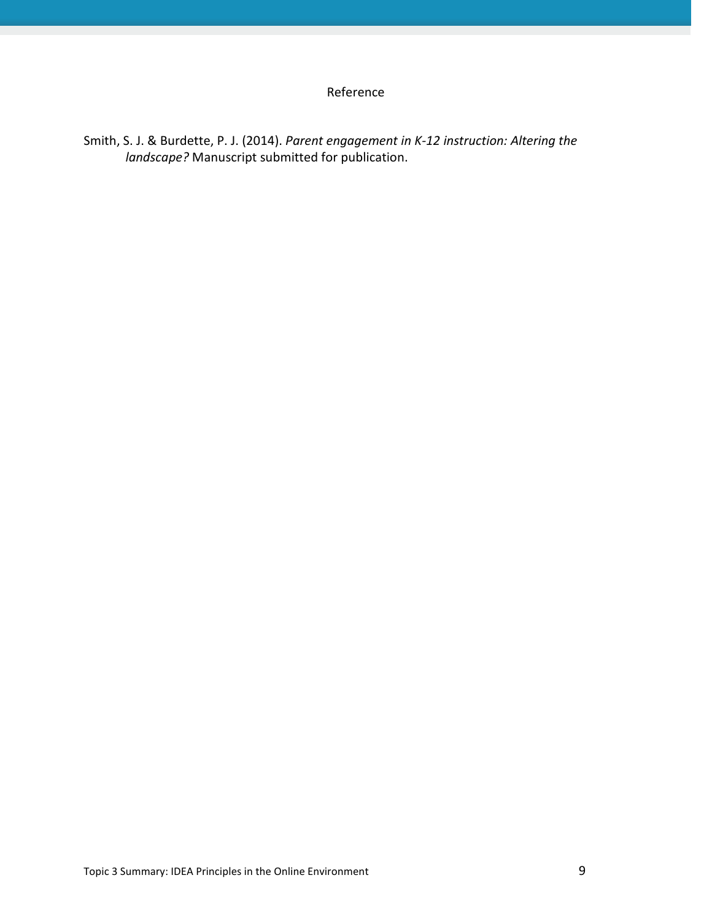# Reference

Smith, S. J. & Burdette, P. J. (2014). *Parent engagement in K-12 instruction: Altering the landscape?* Manuscript submitted for publication.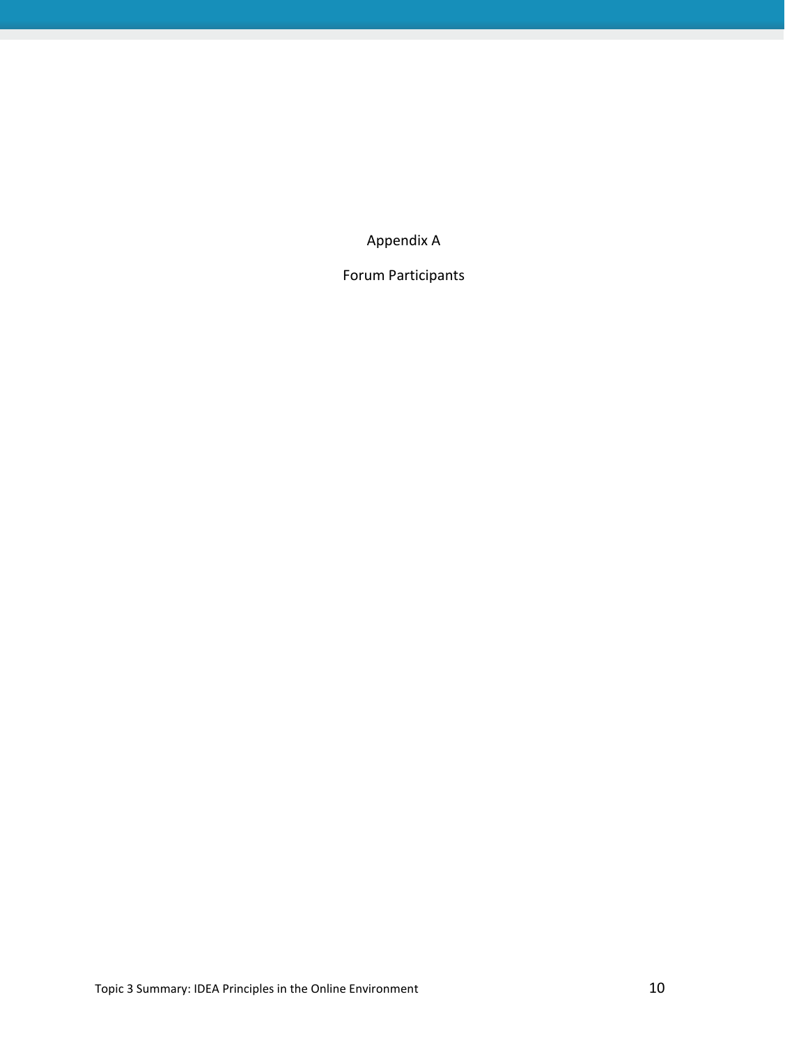# Appendix A

## Forum Participants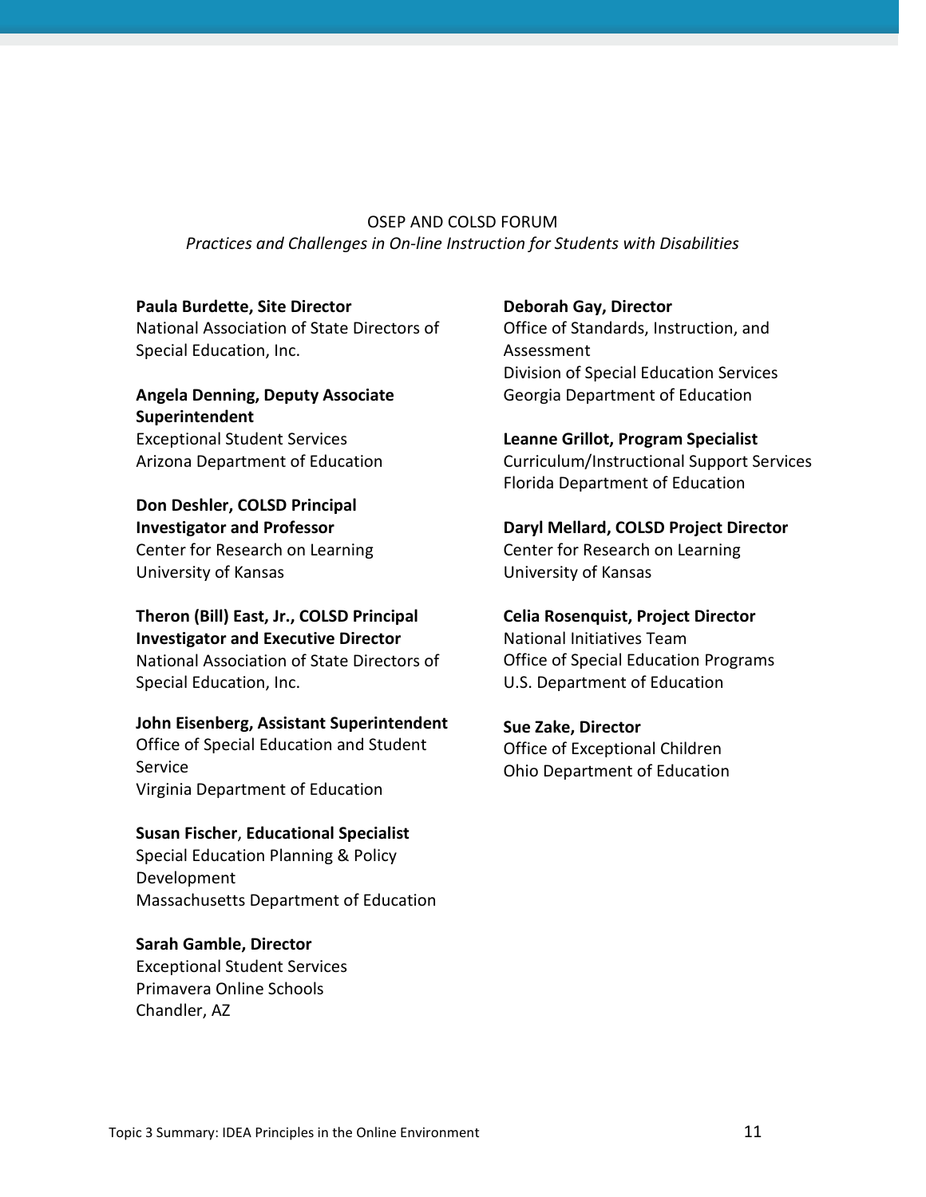OSEP AND COLSD FORUM

*Practices and Challenges in On-line Instruction for Students with Disabilities*

**Paula Burdette, Site Director**
National Association of State Directors of Special Education, Inc.

**Angela Denning, Deputy Associate Superintendent**
Exceptional Student Services
Arizona Department of Education

**Don Deshler, COLSD Principal Investigator and Professor**
Center for Research on Learning
University of Kansas

**Theron (Bill) East, Jr., COLSD Principal Investigator and Executive Director**
National Association of State Directors of Special Education, Inc.

**John Eisenberg, Assistant Superintendent**
Office of Special Education and Student Service
Virginia Department of Education

**Susan Fischer**, **Educational Specialist**
Special Education Planning & Policy Development
Massachusetts Department of Education

**Sarah Gamble, Director**
Exceptional Student Services
Primavera Online Schools
Chandler, AZ

**Deborah Gay, Director**
Office of Standards, Instruction, and Assessment
Division of Special Education Services
Georgia Department of Education

**Leanne Grillot, Program Specialist**
Curriculum/Instructional Support Services
Florida Department of Education

**Daryl Mellard, COLSD Project Director**
Center for Research on Learning
University of Kansas

**Celia Rosenquist, Project Director**
National Initiatives Team
Office of Special Education Programs
U.S. Department of Education

**Sue Zake, Director**
Office of Exceptional Children
Ohio Department of Education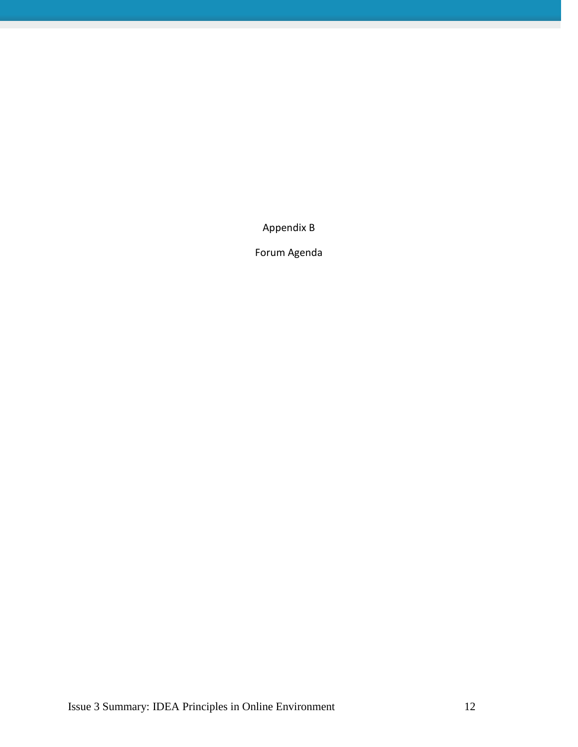# Appendix B

## Forum Agenda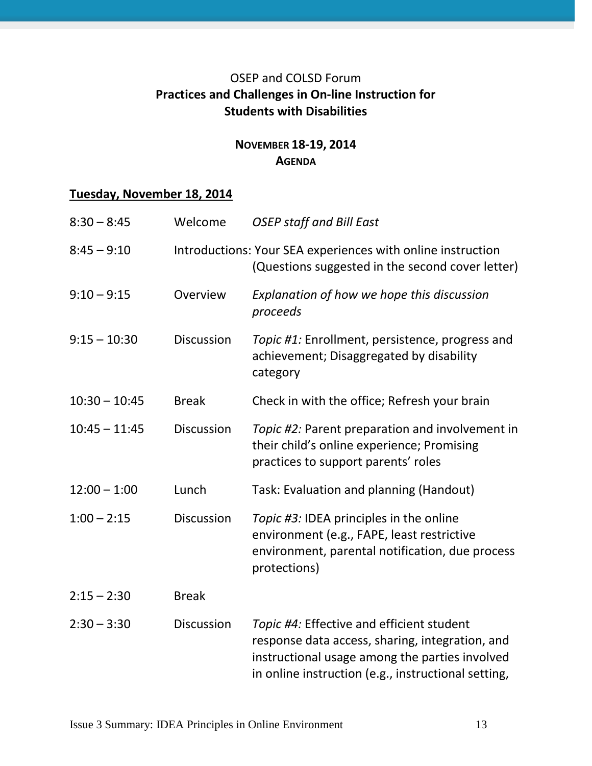OSEP and COLSD Forum

**Practices and Challenges in On-line Instruction for Students with Disabilities**

**NOVEMBER 18-19, 2014**

**AGENDA**

**Tuesday, November 18, 2014**

| | | |
|---|---|---|
| 8:30 – 8:45 | Welcome | *OSEP staff and Bill East* |
| 8:45 – 9:10 | Introductions: | Your SEA experiences with online instruction (Questions suggested in the second cover letter) |
| 9:10 – 9:15 | Overview | *Explanation of how we hope this discussion proceeds* |
| 9:15 – 10:30 | Discussion | *Topic #1:* Enrollment, persistence, progress and achievement; Disaggregated by disability category |
| 10:30 – 10:45 | Break | Check in with the office; Refresh your brain |
| 10:45 – 11:45 | Discussion | *Topic #2:* Parent preparation and involvement in their child's online experience; Promising practices to support parents' roles |
| 12:00 – 1:00 | Lunch | Task: Evaluation and planning (Handout) |
| 1:00 – 2:15 | Discussion | *Topic #3:* IDEA principles in the online environment (e.g., FAPE, least restrictive environment, parental notification, due process protections) |
| 2:15 – 2:30 | Break | |
| 2:30 – 3:30 | Discussion | *Topic #4:* Effective and efficient student response data access, sharing, integration, and instructional usage among the parties involved in online instruction (e.g., instructional setting, |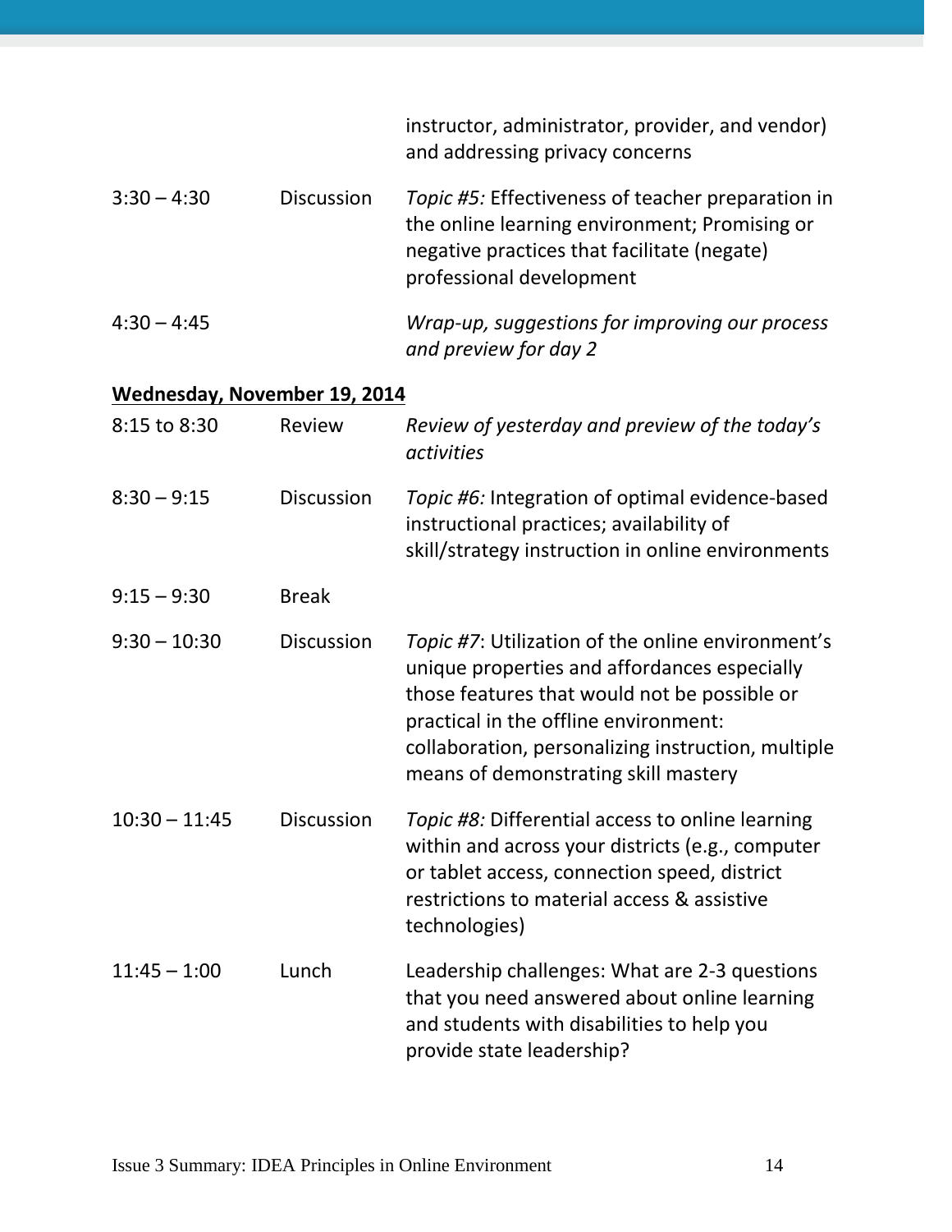|  |  | instructor, administrator, provider, and vendor) and addressing privacy concerns |
| --- | --- | --- |
| 3:30 – 4:30 | Discussion | *Topic #5:* Effectiveness of teacher preparation in the online learning environment; Promising or negative practices that facilitate (negate) professional development |
| 4:30 – 4:45 |  | *Wrap-up, suggestions for improving our process and preview for day 2* |

**<u>Wednesday, November 19, 2014</u>**

|  |  |  |
| --- | --- | --- |
| 8:15 to 8:30 | Review | *Review of yesterday and preview of the today's activities* |
| 8:30 – 9:15 | Discussion | *Topic #6:* Integration of optimal evidence-based instructional practices; availability of skill/strategy instruction in online environments |
| 9:15 – 9:30 | Break |  |
| 9:30 – 10:30 | Discussion | *Topic #7*: Utilization of the online environment's unique properties and affordances especially those features that would not be possible or practical in the offline environment: collaboration, personalizing instruction, multiple means of demonstrating skill mastery |
| 10:30 – 11:45 | Discussion | *Topic #8:* Differential access to online learning within and across your districts (e.g., computer or tablet access, connection speed, district restrictions to material access & assistive technologies) |
| 11:45 – 1:00 | Lunch | Leadership challenges: What are 2-3 questions that you need answered about online learning and students with disabilities to help you provide state leadership? |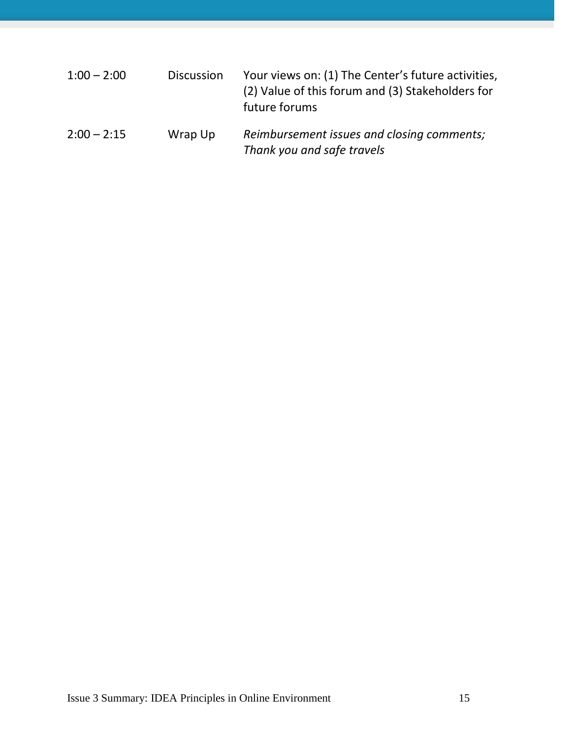| | | |
|---|---|---|
| 1:00 – 2:00 | Discussion | Your views on: (1) The Center's future activities, (2) Value of this forum and (3) Stakeholders for future forums |
| 2:00 – 2:15 | Wrap Up | *Reimbursement issues and closing comments; Thank you and safe travels* |